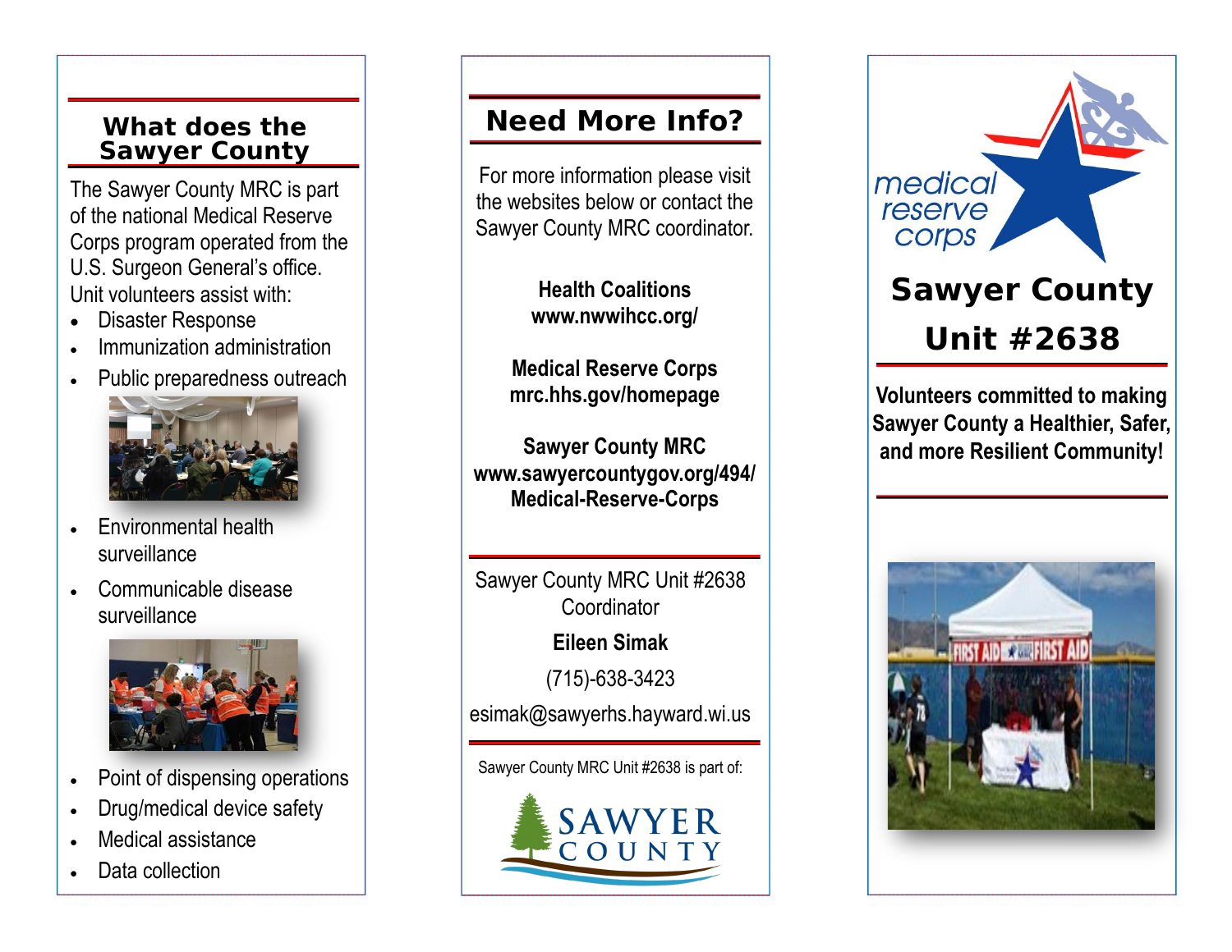## What does the Sawyer County

The Sawyer County MRC is part of the national Medical Reserve Corps program operated from the U.S. Surgeon General's office. Unit volunteers assist with:

- Disaster Response
- Immunization administration
- Public preparedness outreach
- Environmental health surveillance
- Communicable disease surveillance
- Point of dispensing operations
- Drug/medical device safety
- Medical assistance
- Data collection

## Need More Info?

For more information please visit the websites below or contact the Sawyer County MRC coordinator.

**Health Coalitions**
**www.nwwihcc.org/**

**Medical Reserve Corps**
**mrc.hhs.gov/homepage**

**Sawyer County MRC**
**www.sawyercountygov.org/494/Medical-Reserve-Corps**

Sawyer County MRC Unit #2638 Coordinator

**Eileen Simak**

(715)-638-3423

esimak@sawyerhs.hayward.wi.us

Sawyer County MRC Unit #2638 is part of:

SAWYER COUNTY

medical reserve corps

# Sawyer County Unit #2638

**Volunteers committed to making Sawyer County a Healthier, Safer, and more Resilient Community!**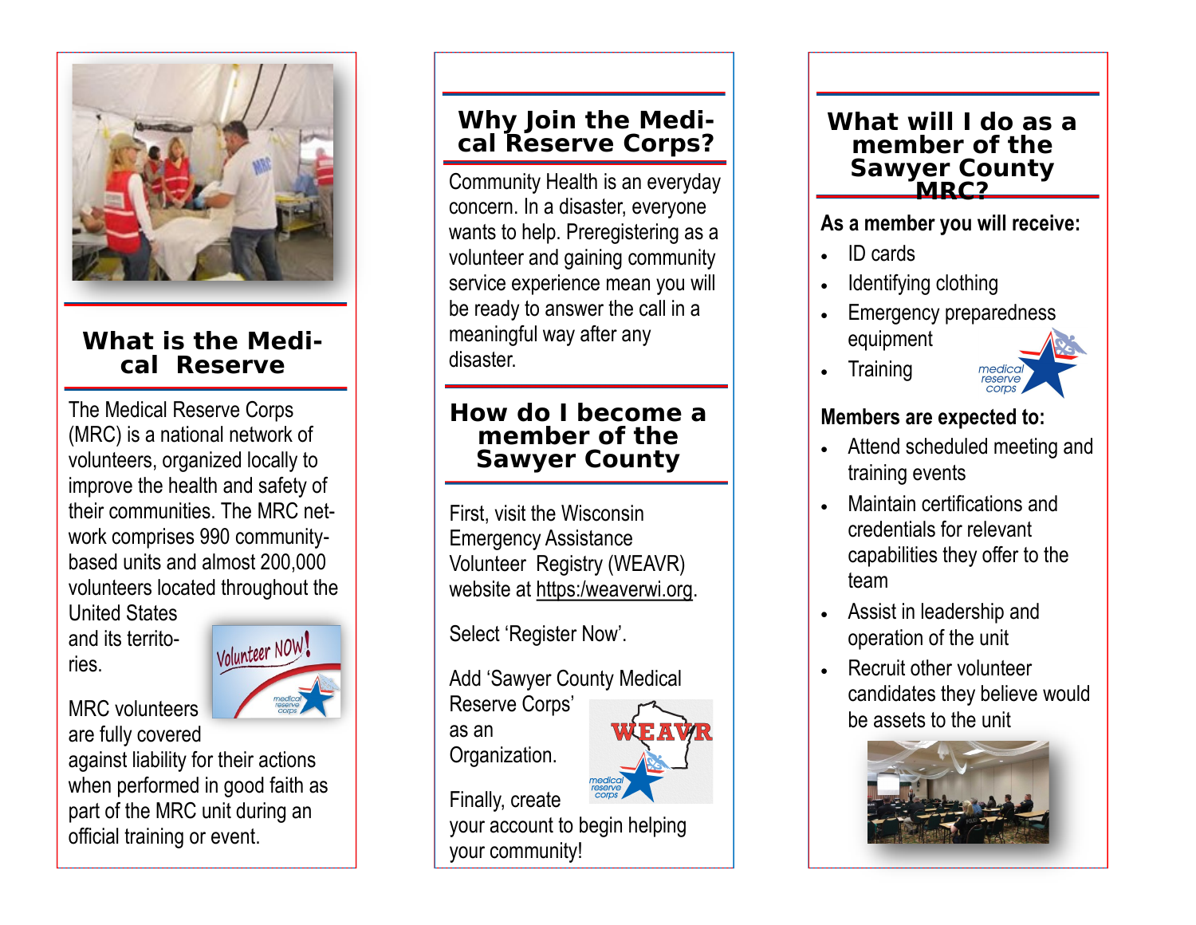## What is the Medical Reserve

The Medical Reserve Corps (MRC) is a national network of volunteers, organized locally to improve the health and safety of their communities. The MRC network comprises 990 community-based units and almost 200,000 volunteers located throughout the United States and its territories.

MRC volunteers are fully covered against liability for their actions when performed in good faith as part of the MRC unit during an official training or event.

## Why Join the Medical Reserve Corps?

Community Health is an everyday concern. In a disaster, everyone wants to help. Preregistering as a volunteer and gaining community service experience mean you will be ready to answer the call in a meaningful way after any disaster.

## How do I become a member of the Sawyer County

First, visit the Wisconsin Emergency Assistance Volunteer Registry (WEAVR) website at https:/weaverwi.org.

Select 'Register Now'.

Add 'Sawyer County Medical Reserve Corps' as an Organization.

Finally, create your account to begin helping your community!

## What will I do as a member of the Sawyer County MRC?

**As a member you will receive:**

- ID cards
- Identifying clothing
- Emergency preparedness equipment
- Training

**Members are expected to:**

- Attend scheduled meeting and training events
- Maintain certifications and credentials for relevant capabilities they offer to the team
- Assist in leadership and operation of the unit
- Recruit other volunteer candidates they believe would be assets to the unit